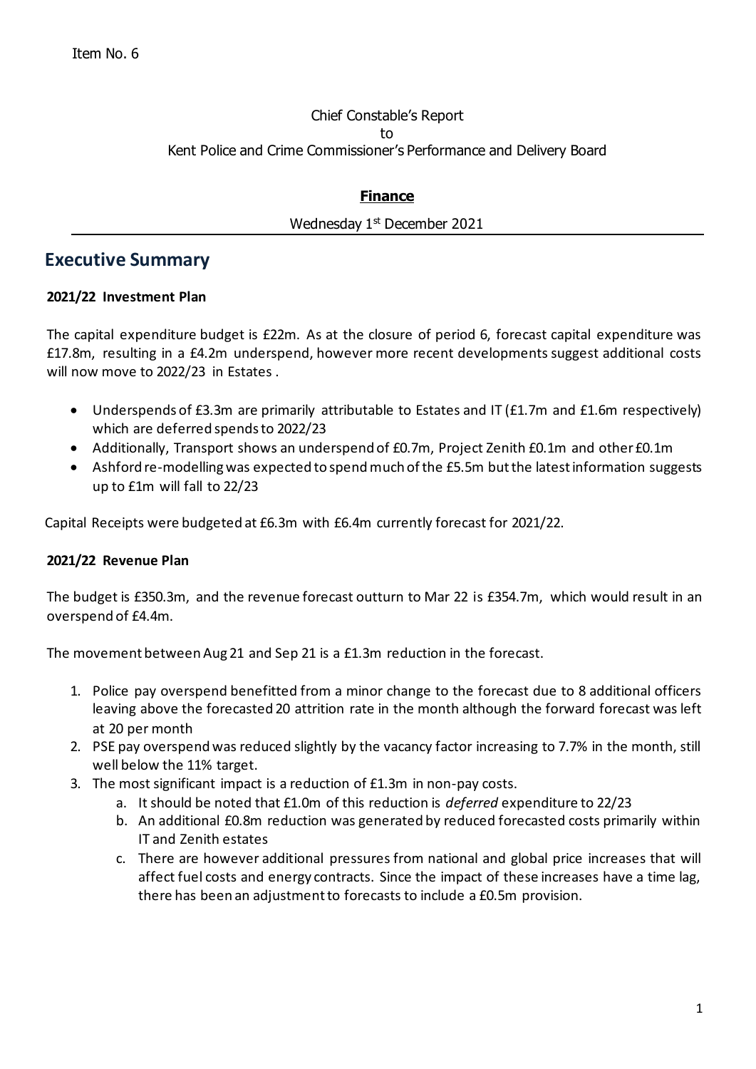Item No. 6

Chief Constable's Report
to
Kent Police and Crime Commissioner's Performance and Delivery Board

**Finance**

Wednesday 1st December 2021

## Executive Summary

### 2021/22 Investment Plan

The capital expenditure budget is £22m. As at the closure of period 6, forecast capital expenditure was £17.8m, resulting in a £4.2m underspend, however more recent developments suggest additional costs will now move to 2022/23 in Estates .

- Underspends of £3.3m are primarily attributable to Estates and IT (£1.7m and £1.6m respectively) which are deferred spends to 2022/23
- Additionally, Transport shows an underspend of £0.7m, Project Zenith £0.1m and other £0.1m
- Ashford re-modelling was expected to spend much of the £5.5m but the latest information suggests up to £1m will fall to 22/23

Capital Receipts were budgeted at £6.3m with £6.4m currently forecast for 2021/22.

### 2021/22 Revenue Plan

The budget is £350.3m, and the revenue forecast outturn to Mar 22 is £354.7m, which would result in an overspend of £4.4m.

The movement between Aug 21 and Sep 21 is a £1.3m reduction in the forecast.

1. Police pay overspend benefitted from a minor change to the forecast due to 8 additional officers leaving above the forecasted 20 attrition rate in the month although the forward forecast was left at 20 per month
2. PSE pay overspend was reduced slightly by the vacancy factor increasing to 7.7% in the month, still well below the 11% target.
3. The most significant impact is a reduction of £1.3m in non-pay costs.
   a. It should be noted that £1.0m of this reduction is *deferred* expenditure to 22/23
   b. An additional £0.8m reduction was generated by reduced forecasted costs primarily within IT and Zenith estates
   c. There are however additional pressures from national and global price increases that will affect fuel costs and energy contracts. Since the impact of these increases have a time lag, there has been an adjustment to forecasts to include a £0.5m provision.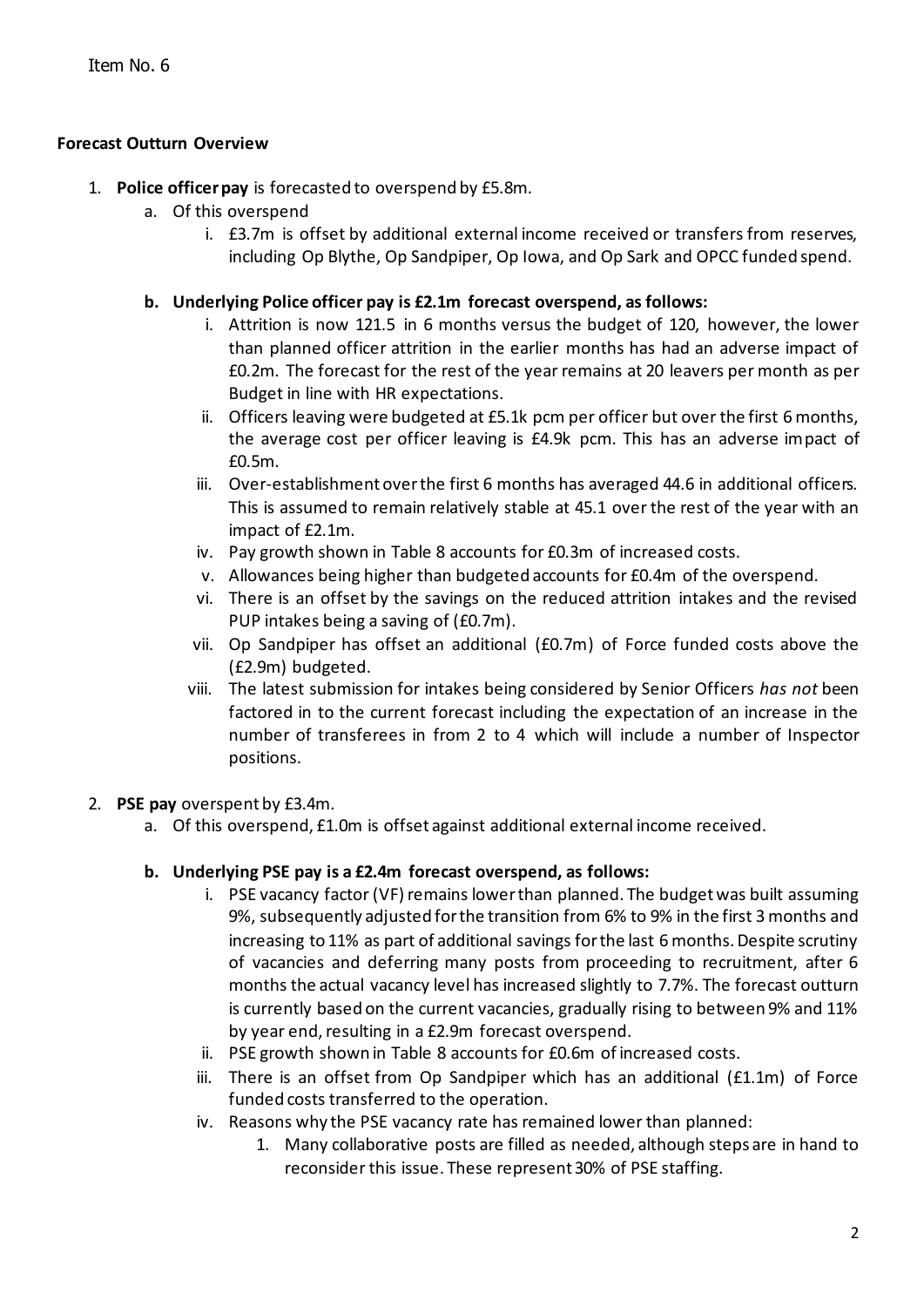Item No. 6

**Forecast Outturn Overview**

1. **Police officer pay** is forecasted to overspend by £5.8m.
    a. Of this overspend
        i. £3.7m is offset by additional external income received or transfers from reserves, including Op Blythe, Op Sandpiper, Op Iowa, and Op Sark and OPCC funded spend.

    **b. Underlying Police officer pay is £2.1m forecast overspend, as follows:**
        i. Attrition is now 121.5 in 6 months versus the budget of 120, however, the lower than planned officer attrition in the earlier months has had an adverse impact of £0.2m. The forecast for the rest of the year remains at 20 leavers per month as per Budget in line with HR expectations.
        ii. Officers leaving were budgeted at £5.1k pcm per officer but over the first 6 months, the average cost per officer leaving is £4.9k pcm. This has an adverse impact of £0.5m.
        iii. Over-establishment over the first 6 months has averaged 44.6 in additional officers. This is assumed to remain relatively stable at 45.1 over the rest of the year with an impact of £2.1m.
        iv. Pay growth shown in Table 8 accounts for £0.3m of increased costs.
        v. Allowances being higher than budgeted accounts for £0.4m of the overspend.
        vi. There is an offset by the savings on the reduced attrition intakes and the revised PUP intakes being a saving of (£0.7m).
        vii. Op Sandpiper has offset an additional (£0.7m) of Force funded costs above the (£2.9m) budgeted.
        viii. The latest submission for intakes being considered by Senior Officers *has not* been factored in to the current forecast including the expectation of an increase in the number of transferees in from 2 to 4 which will include a number of Inspector positions.

2. **PSE pay** overspent by £3.4m.
    a. Of this overspend, £1.0m is offset against additional external income received.

    **b. Underlying PSE pay is a £2.4m forecast overspend, as follows:**
        i. PSE vacancy factor (VF) remains lower than planned. The budget was built assuming 9%, subsequently adjusted for the transition from 6% to 9% in the first 3 months and increasing to 11% as part of additional savings for the last 6 months. Despite scrutiny of vacancies and deferring many posts from proceeding to recruitment, after 6 months the actual vacancy level has increased slightly to 7.7%. The forecast outturn is currently based on the current vacancies, gradually rising to between 9% and 11% by year end, resulting in a £2.9m forecast overspend.
        ii. PSE growth shown in Table 8 accounts for £0.6m of increased costs.
        iii. There is an offset from Op Sandpiper which has an additional (£1.1m) of Force funded costs transferred to the operation.
        iv. Reasons why the PSE vacancy rate has remained lower than planned:
            1. Many collaborative posts are filled as needed, although steps are in hand to reconsider this issue. These represent 30% of PSE staffing.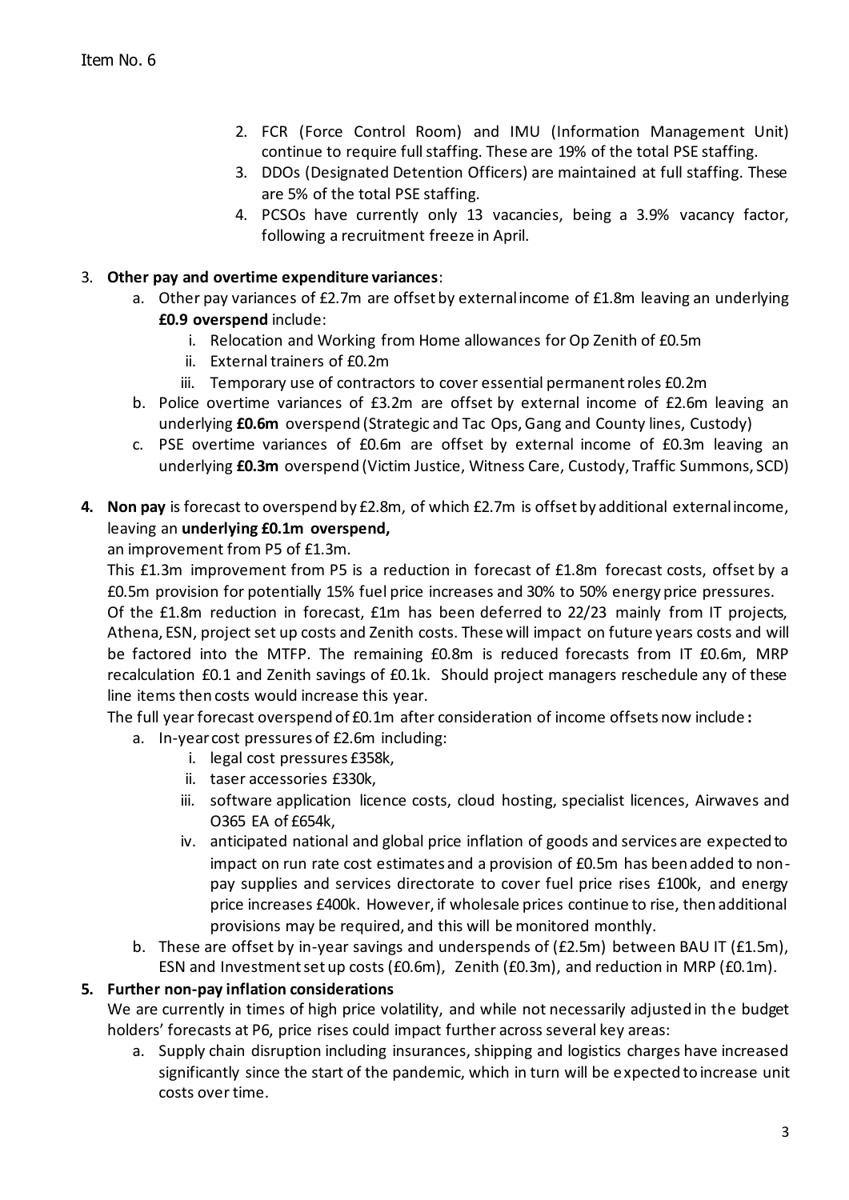Item No. 6

2. FCR (Force Control Room) and IMU (Information Management Unit) continue to require full staffing. These are 19% of the total PSE staffing.
3. DDOs (Designated Detention Officers) are maintained at full staffing. These are 5% of the total PSE staffing.
4. PCSOs have currently only 13 vacancies, being a 3.9% vacancy factor, following a recruitment freeze in April.

3. **Other pay and overtime expenditure variances**:
   a. Other pay variances of £2.7m are offset by external income of £1.8m leaving an underlying **£0.9 overspend** include:
      i. Relocation and Working from Home allowances for Op Zenith of £0.5m
      ii. External trainers of £0.2m
      iii. Temporary use of contractors to cover essential permanent roles £0.2m
   b. Police overtime variances of £3.2m are offset by external income of £2.6m leaving an underlying **£0.6m** overspend (Strategic and Tac Ops, Gang and County lines, Custody)
   c. PSE overtime variances of £0.6m are offset by external income of £0.3m leaving an underlying **£0.3m** overspend (Victim Justice, Witness Care, Custody, Traffic Summons, SCD)

4. **Non pay** is forecast to overspend by £2.8m, of which £2.7m is offset by additional external income, leaving an **underlying £0.1m overspend,**
   an improvement from P5 of £1.3m.
   This £1.3m improvement from P5 is a reduction in forecast of £1.8m forecast costs, offset by a £0.5m provision for potentially 15% fuel price increases and 30% to 50% energy price pressures.
   Of the £1.8m reduction in forecast, £1m has been deferred to 22/23 mainly from IT projects, Athena, ESN, project set up costs and Zenith costs. These will impact on future years costs and will be factored into the MTFP. The remaining £0.8m is reduced forecasts from IT £0.6m, MRP recalculation £0.1 and Zenith savings of £0.1k. Should project managers reschedule any of these line items then costs would increase this year.
   The full year forecast overspend of £0.1m after consideration of income offsets now include **:**
   a. In-year cost pressures of £2.6m including:
      i. legal cost pressures £358k,
      ii. taser accessories £330k,
      iii. software application licence costs, cloud hosting, specialist licences, Airwaves and O365 EA of £654k,
      iv. anticipated national and global price inflation of goods and services are expected to impact on run rate cost estimates and a provision of £0.5m has been added to non-pay supplies and services directorate to cover fuel price rises £100k, and energy price increases £400k. However, if wholesale prices continue to rise, then additional provisions may be required, and this will be monitored monthly.
   b. These are offset by in-year savings and underspends of (£2.5m) between BAU IT (£1.5m), ESN and Investment set up costs (£0.6m), Zenith (£0.3m), and reduction in MRP (£0.1m).

5. **Further non-pay inflation considerations**
   We are currently in times of high price volatility, and while not necessarily adjusted in the budget holders' forecasts at P6, price rises could impact further across several key areas:
   a. Supply chain disruption including insurances, shipping and logistics charges have increased significantly since the start of the pandemic, which in turn will be expected to increase unit costs over time.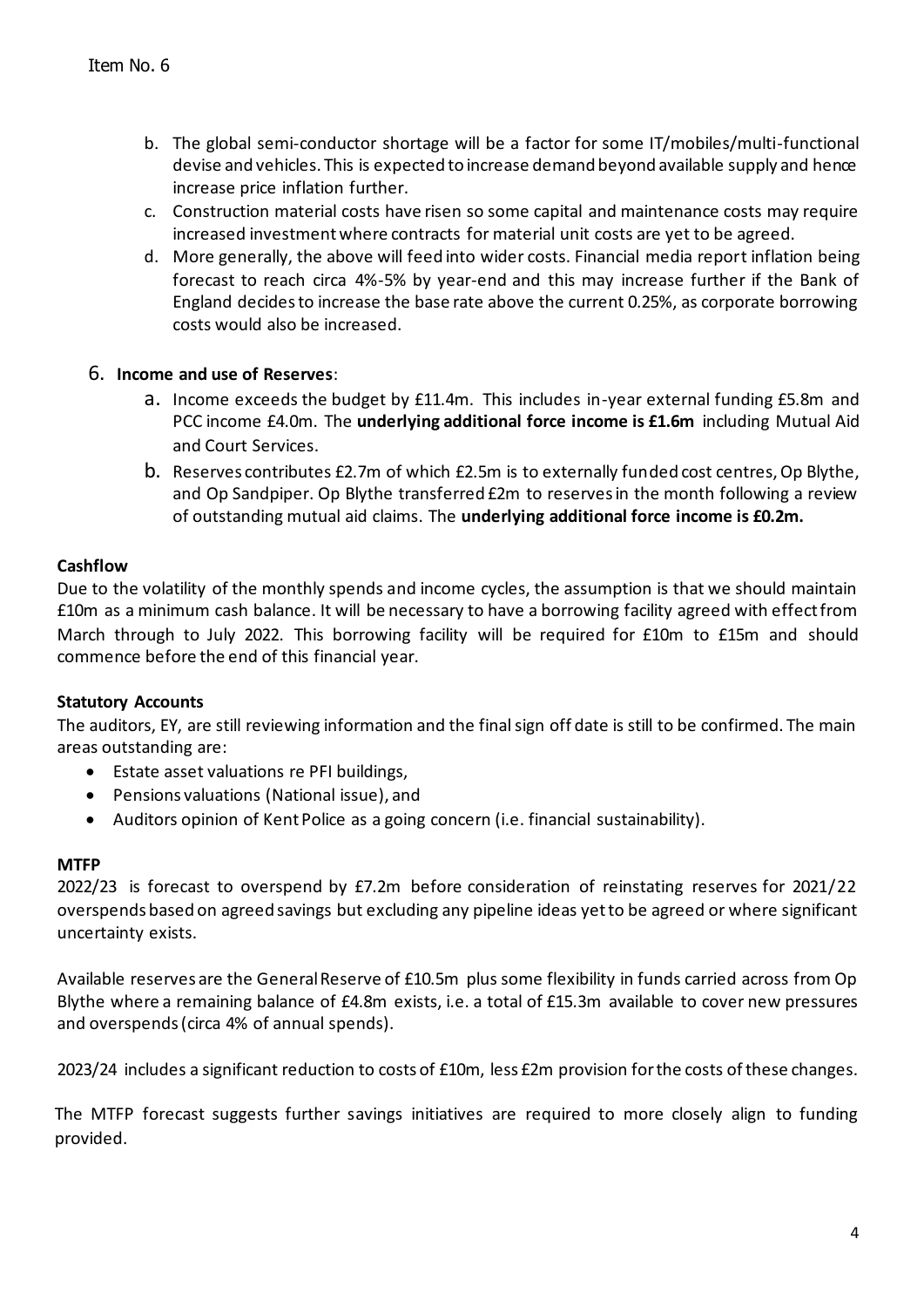Item No. 6

b. The global semi-conductor shortage will be a factor for some IT/mobiles/multi-functional devise and vehicles. This is expected to increase demand beyond available supply and hence increase price inflation further.
c. Construction material costs have risen so some capital and maintenance costs may require increased investment where contracts for material unit costs are yet to be agreed.
d. More generally, the above will feed into wider costs. Financial media report inflation being forecast to reach circa 4%-5% by year-end and this may increase further if the Bank of England decides to increase the base rate above the current 0.25%, as corporate borrowing costs would also be increased.

6. **Income and use of Reserves**:
   a. Income exceeds the budget by £11.4m. This includes in-year external funding £5.8m and PCC income £4.0m. The **underlying additional force income is £1.6m** including Mutual Aid and Court Services.
   b. Reserves contributes £2.7m of which £2.5m is to externally funded cost centres, Op Blythe, and Op Sandpiper. Op Blythe transferred £2m to reserves in the month following a review of outstanding mutual aid claims. The **underlying additional force income is £0.2m.**

**Cashflow**

Due to the volatility of the monthly spends and income cycles, the assumption is that we should maintain £10m as a minimum cash balance. It will be necessary to have a borrowing facility agreed with effect from March through to July 2022. This borrowing facility will be required for £10m to £15m and should commence before the end of this financial year.

**Statutory Accounts**

The auditors, EY, are still reviewing information and the final sign off date is still to be confirmed. The main areas outstanding are:

- Estate asset valuations re PFI buildings,
- Pensions valuations (National issue), and
- Auditors opinion of Kent Police as a going concern (i.e. financial sustainability).

**MTFP**

2022/23 is forecast to overspend by £7.2m before consideration of reinstating reserves for 2021/22 overspends based on agreed savings but excluding any pipeline ideas yet to be agreed or where significant uncertainty exists.

Available reserves are the General Reserve of £10.5m plus some flexibility in funds carried across from Op Blythe where a remaining balance of £4.8m exists, i.e. a total of £15.3m available to cover new pressures and overspends (circa 4% of annual spends).

2023/24 includes a significant reduction to costs of £10m, less £2m provision for the costs of these changes.

The MTFP forecast suggests further savings initiatives are required to more closely align to funding provided.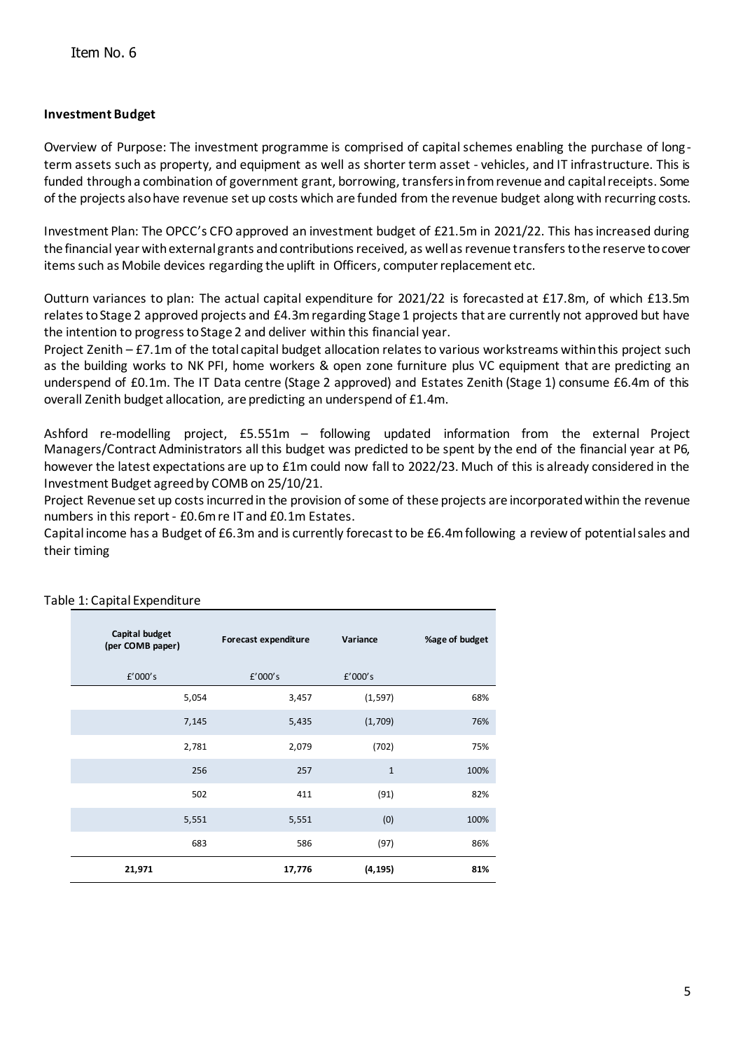Item No. 6

**Investment Budget**

Overview of Purpose: The investment programme is comprised of capital schemes enabling the purchase of long-term assets such as property, and equipment as well as shorter term asset - vehicles, and IT infrastructure. This is funded through a combination of government grant, borrowing, transfers in from revenue and capital receipts. Some of the projects also have revenue set up costs which are funded from the revenue budget along with recurring costs.

Investment Plan: The OPCC's CFO approved an investment budget of £21.5m in 2021/22. This has increased during the financial year with external grants and contributions received, as well as revenue transfers to the reserve to cover items such as Mobile devices regarding the uplift in Officers, computer replacement etc.

Outturn variances to plan: The actual capital expenditure for 2021/22 is forecasted at £17.8m, of which £13.5m relates to Stage 2 approved projects and £4.3m regarding Stage 1 projects that are currently not approved but have the intention to progress to Stage 2 and deliver within this financial year.

Project Zenith – £7.1m of the total capital budget allocation relates to various workstreams within this project such as the building works to NK PFI, home workers & open zone furniture plus VC equipment that are predicting an underspend of £0.1m. The IT Data centre (Stage 2 approved) and Estates Zenith (Stage 1) consume £6.4m of this overall Zenith budget allocation, are predicting an underspend of £1.4m.

Ashford re-modelling project, £5.551m – following updated information from the external Project Managers/Contract Administrators all this budget was predicted to be spent by the end of the financial year at P6, however the latest expectations are up to £1m could now fall to 2022/23. Much of this is already considered in the Investment Budget agreed by COMB on 25/10/21.

Project Revenue set up costs incurred in the provision of some of these projects are incorporated within the revenue numbers in this report - £0.6m re IT and £0.1m Estates.

Capital income has a Budget of £6.3m and is currently forecast to be £6.4m following a review of potential sales and their timing

Table 1: Capital Expenditure

| Capital budget (per COMB paper) | Forecast expenditure | Variance | %age of budget |
|---|---|---|---|
| £'000's | £'000's | £'000's | |
| 5,054 | 3,457 | (1,597) | 68% |
| 7,145 | 5,435 | (1,709) | 76% |
| 2,781 | 2,079 | (702) | 75% |
| 256 | 257 | 1 | 100% |
| 502 | 411 | (91) | 82% |
| 5,551 | 5,551 | (0) | 100% |
| 683 | 586 | (97) | 86% |
| **21,971** | **17,776** | **(4,195)** | **81%** |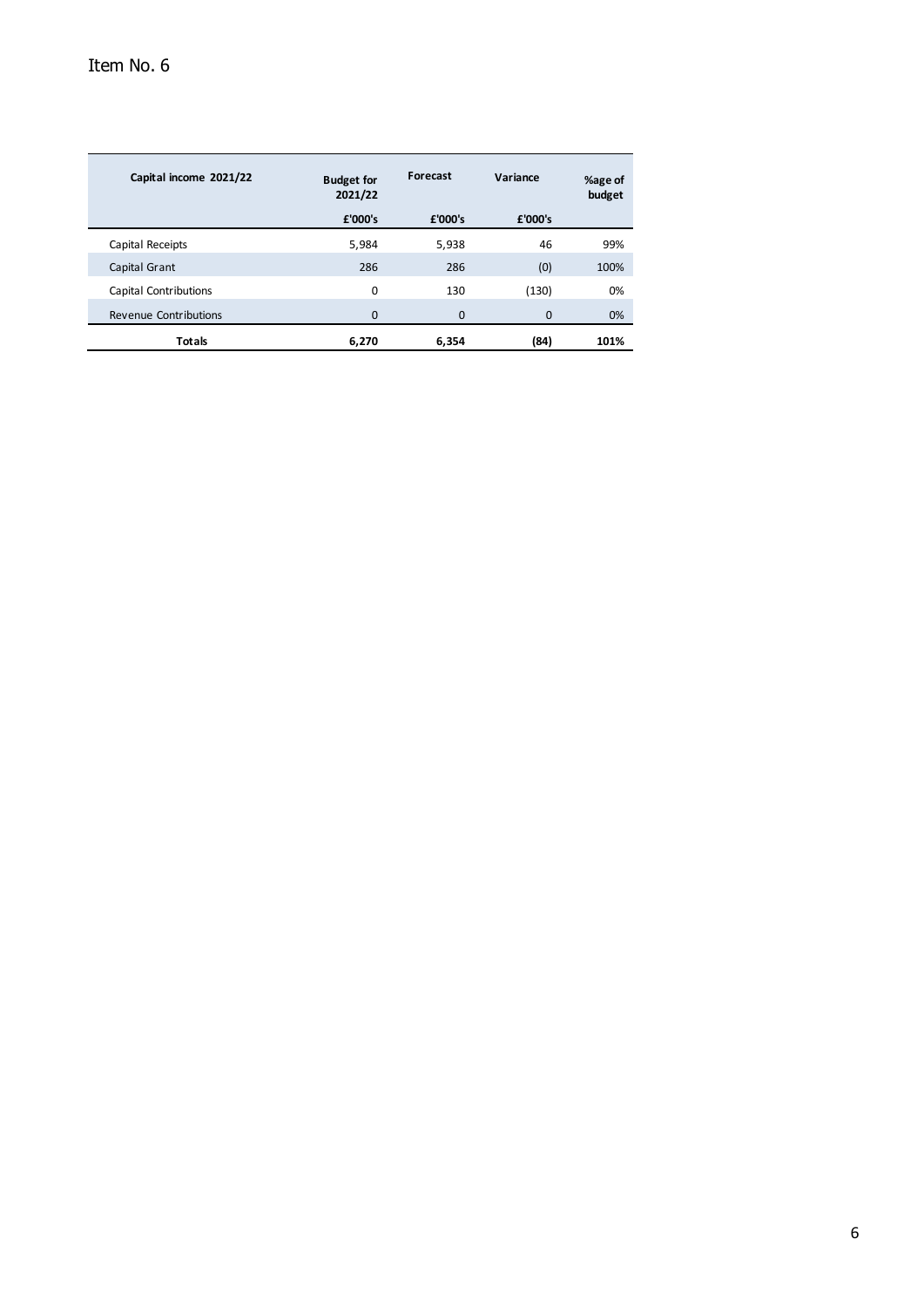Item No. 6

| Capital income 2021/22 | Budget for 2021/22 | Forecast | Variance | %age of budget |
|---|---|---|---|---|
| | £'000's | £'000's | £'000's | |
| Capital Receipts | 5,984 | 5,938 | 46 | 99% |
| Capital Grant | 286 | 286 | (0) | 100% |
| Capital Contributions | 0 | 130 | (130) | 0% |
| Revenue Contributions | 0 | 0 | 0 | 0% |
| **Totals** | **6,270** | **6,354** | **(84)** | **101%** |